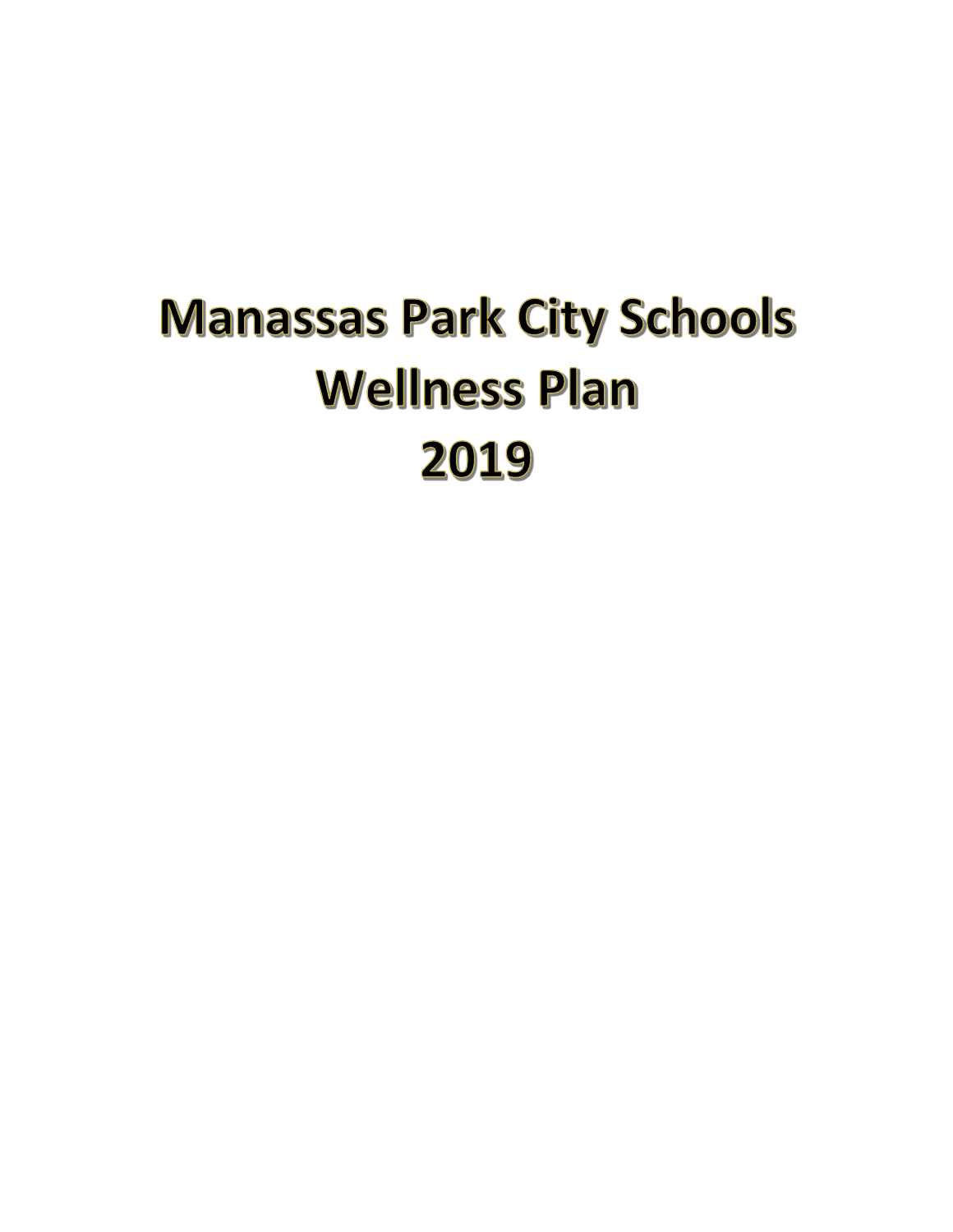# Manassas Park City Schools Wellness Plan 2019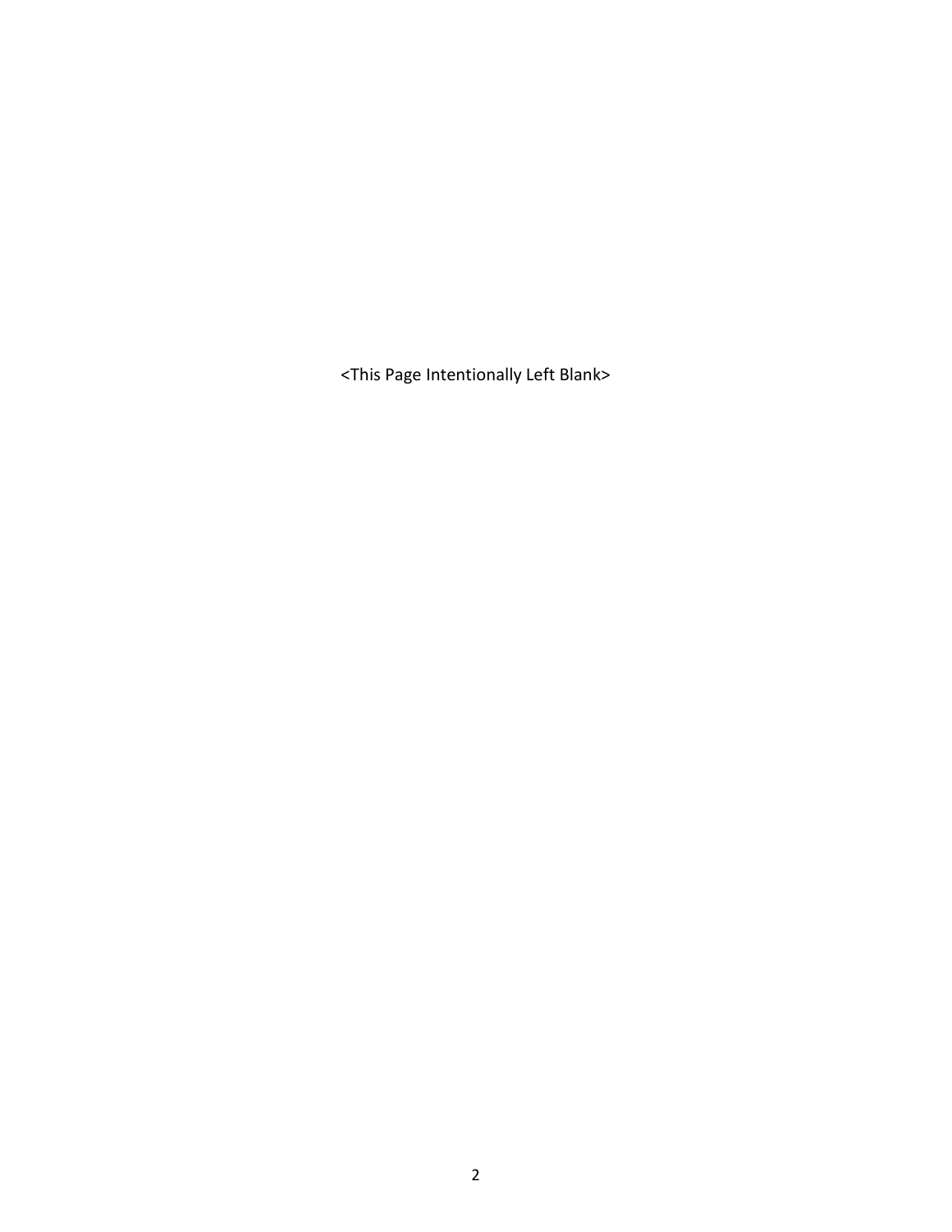<This Page Intentionally Left Blank>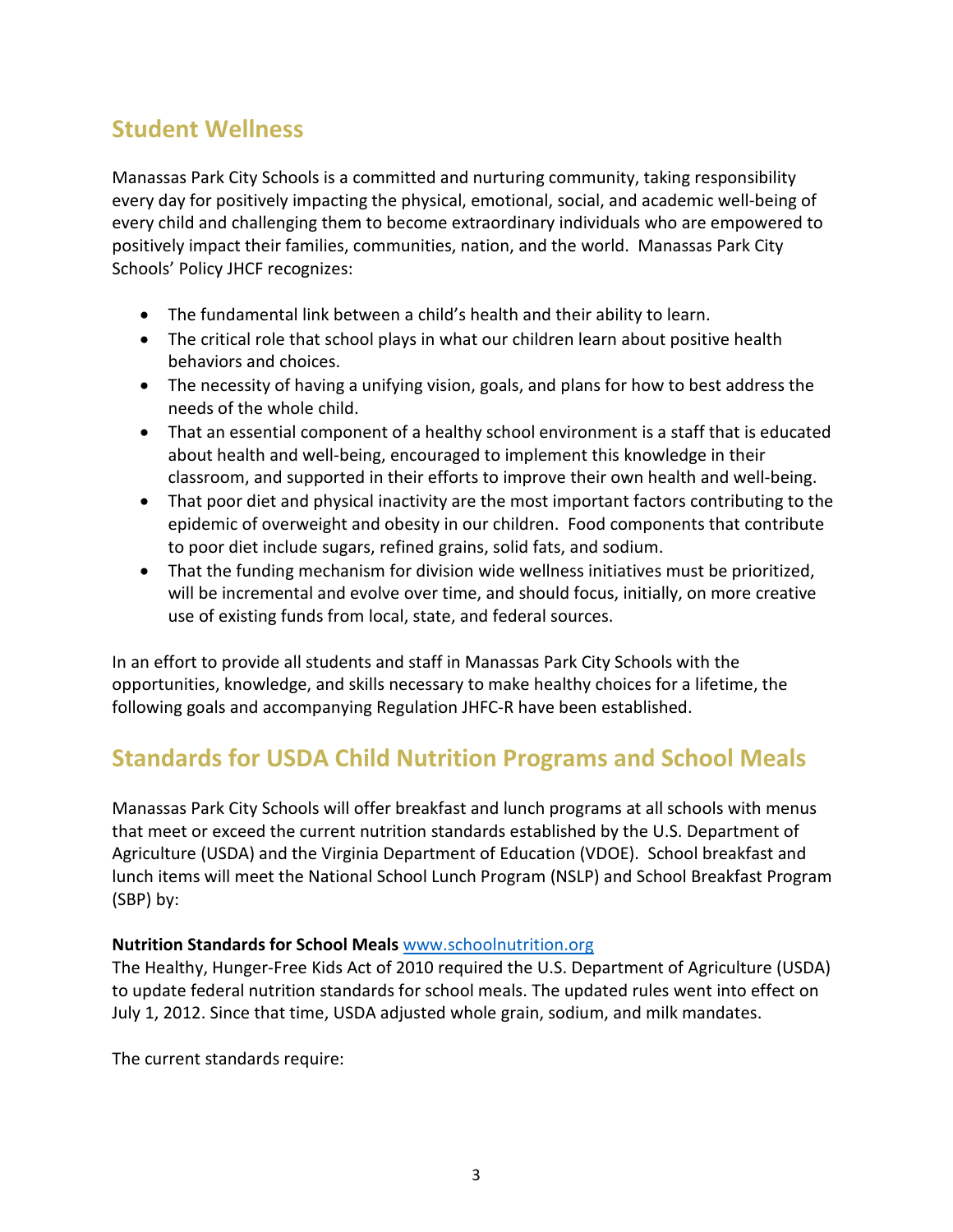## Student Wellness

Manassas Park City Schools is a committed and nurturing community, taking responsibility every day for positively impacting the physical, emotional, social, and academic well-being of every child and challenging them to become extraordinary individuals who are empowered to positively impact their families, communities, nation, and the world. Manassas Park City Schools' Policy JHCF recognizes:

- The fundamental link between a child's health and their ability to learn.
- The critical role that school plays in what our children learn about positive health behaviors and choices.
- The necessity of having a unifying vision, goals, and plans for how to best address the needs of the whole child.
- That an essential component of a healthy school environment is a staff that is educated about health and well-being, encouraged to implement this knowledge in their classroom, and supported in their efforts to improve their own health and well-being.
- That poor diet and physical inactivity are the most important factors contributing to the epidemic of overweight and obesity in our children. Food components that contribute to poor diet include sugars, refined grains, solid fats, and sodium.
- That the funding mechanism for division wide wellness initiatives must be prioritized, will be incremental and evolve over time, and should focus, initially, on more creative use of existing funds from local, state, and federal sources.

In an effort to provide all students and staff in Manassas Park City Schools with the opportunities, knowledge, and skills necessary to make healthy choices for a lifetime, the following goals and accompanying Regulation JHFC-R have been established.

## Standards for USDA Child Nutrition Programs and School Meals

Manassas Park City Schools will offer breakfast and lunch programs at all schools with menus that meet or exceed the current nutrition standards established by the U.S. Department of Agriculture (USDA) and the Virginia Department of Education (VDOE). School breakfast and lunch items will meet the National School Lunch Program (NSLP) and School Breakfast Program (SBP) by:

**Nutrition Standards for School Meals** [www.schoolnutrition.org](http://www.schoolnutrition.org)
The Healthy, Hunger-Free Kids Act of 2010 required the U.S. Department of Agriculture (USDA) to update federal nutrition standards for school meals. The updated rules went into effect on July 1, 2012. Since that time, USDA adjusted whole grain, sodium, and milk mandates.

The current standards require: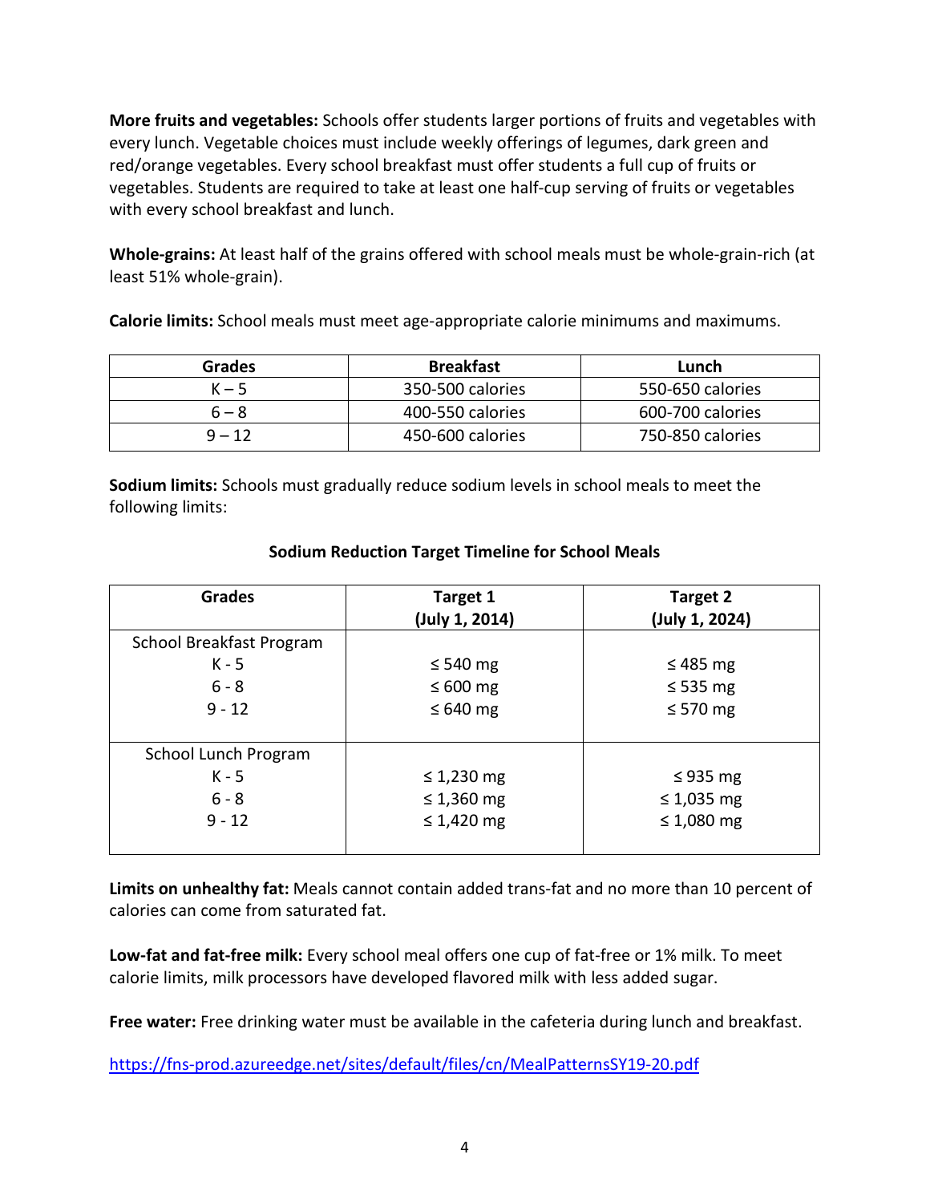**More fruits and vegetables:** Schools offer students larger portions of fruits and vegetables with every lunch. Vegetable choices must include weekly offerings of legumes, dark green and red/orange vegetables. Every school breakfast must offer students a full cup of fruits or vegetables. Students are required to take at least one half-cup serving of fruits or vegetables with every school breakfast and lunch.

**Whole-grains:** At least half of the grains offered with school meals must be whole-grain-rich (at least 51% whole-grain).

**Calorie limits:** School meals must meet age-appropriate calorie minimums and maximums.

| Grades | Breakfast | Lunch |
|---|---|---|
| K – 5 | 350-500 calories | 550-650 calories |
| 6 – 8 | 400-550 calories | 600-700 calories |
| 9 – 12 | 450-600 calories | 750-850 calories |

**Sodium limits:** Schools must gradually reduce sodium levels in school meals to meet the following limits:

**Sodium Reduction Target Timeline for School Meals**

| Grades | Target 1 (July 1, 2014) | Target 2 (July 1, 2024) |
|---|---|---|
| School Breakfast Program | | |
| K - 5 | ≤ 540 mg | ≤ 485 mg |
| 6 - 8 | ≤ 600 mg | ≤ 535 mg |
| 9 - 12 | ≤ 640 mg | ≤ 570 mg |
| School Lunch Program | | |
| K - 5 | ≤ 1,230 mg | ≤ 935 mg |
| 6 - 8 | ≤ 1,360 mg | ≤ 1,035 mg |
| 9 - 12 | ≤ 1,420 mg | ≤ 1,080 mg |

**Limits on unhealthy fat:** Meals cannot contain added trans-fat and no more than 10 percent of calories can come from saturated fat.

**Low-fat and fat-free milk:** Every school meal offers one cup of fat-free or 1% milk. To meet calorie limits, milk processors have developed flavored milk with less added sugar.

**Free water:** Free drinking water must be available in the cafeteria during lunch and breakfast.

https://fns-prod.azureedge.net/sites/default/files/cn/MealPatternsSY19-20.pdf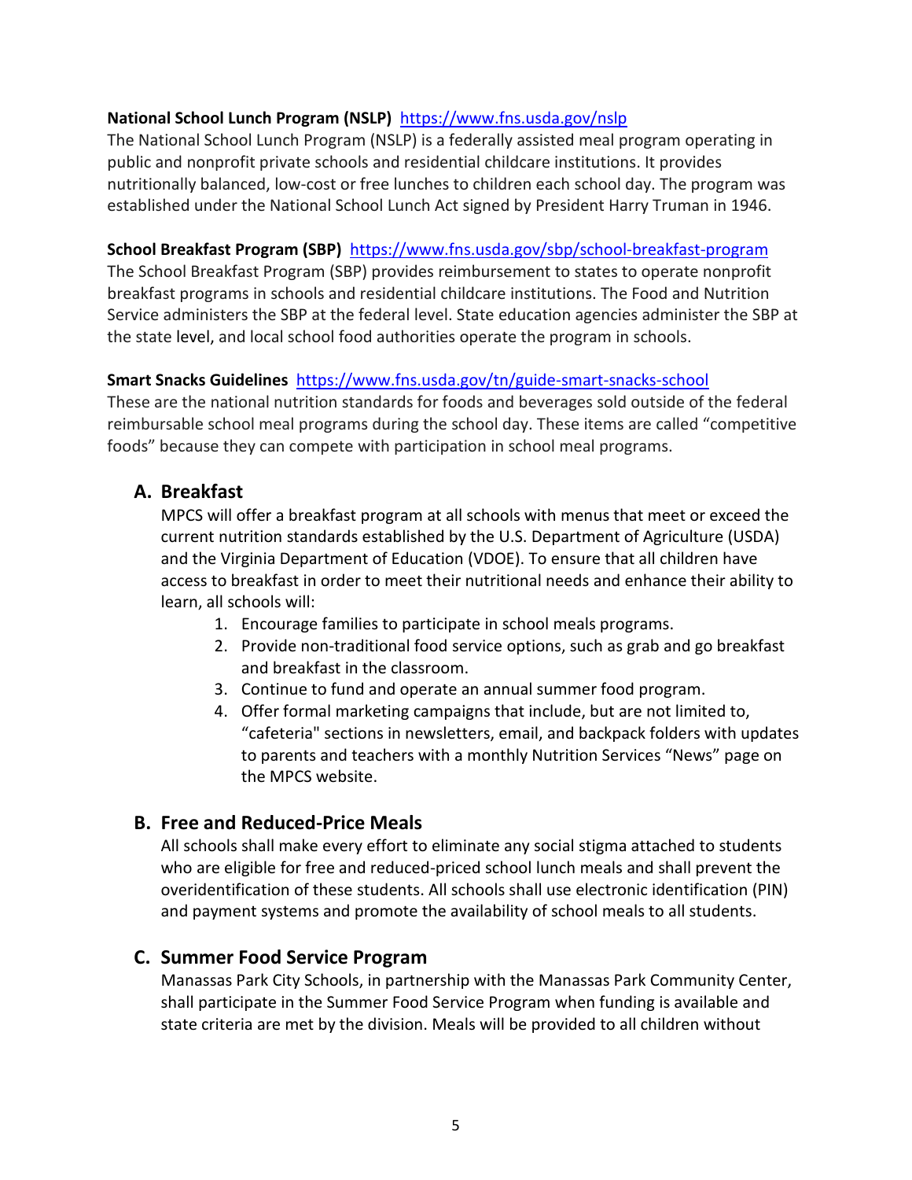**National School Lunch Program (NSLP)** https://www.fns.usda.gov/nslp
The National School Lunch Program (NSLP) is a federally assisted meal program operating in public and nonprofit private schools and residential childcare institutions. It provides nutritionally balanced, low-cost or free lunches to children each school day. The program was established under the National School Lunch Act signed by President Harry Truman in 1946.

**School Breakfast Program (SBP)** https://www.fns.usda.gov/sbp/school-breakfast-program
The School Breakfast Program (SBP) provides reimbursement to states to operate nonprofit breakfast programs in schools and residential childcare institutions. The Food and Nutrition Service administers the SBP at the federal level. State education agencies administer the SBP at the state level, and local school food authorities operate the program in schools.

**Smart Snacks Guidelines** https://www.fns.usda.gov/tn/guide-smart-snacks-school
These are the national nutrition standards for foods and beverages sold outside of the federal reimbursable school meal programs during the school day. These items are called "competitive foods" because they can compete with participation in school meal programs.

## A. Breakfast

MPCS will offer a breakfast program at all schools with menus that meet or exceed the current nutrition standards established by the U.S. Department of Agriculture (USDA) and the Virginia Department of Education (VDOE). To ensure that all children have access to breakfast in order to meet their nutritional needs and enhance their ability to learn, all schools will:

1. Encourage families to participate in school meals programs.
2. Provide non-traditional food service options, such as grab and go breakfast and breakfast in the classroom.
3. Continue to fund and operate an annual summer food program.
4. Offer formal marketing campaigns that include, but are not limited to, "cafeteria" sections in newsletters, email, and backpack folders with updates to parents and teachers with a monthly Nutrition Services "News" page on the MPCS website.

## B. Free and Reduced-Price Meals

All schools shall make every effort to eliminate any social stigma attached to students who are eligible for free and reduced-priced school lunch meals and shall prevent the overidentification of these students. All schools shall use electronic identification (PIN) and payment systems and promote the availability of school meals to all students.

## C. Summer Food Service Program

Manassas Park City Schools, in partnership with the Manassas Park Community Center, shall participate in the Summer Food Service Program when funding is available and state criteria are met by the division. Meals will be provided to all children without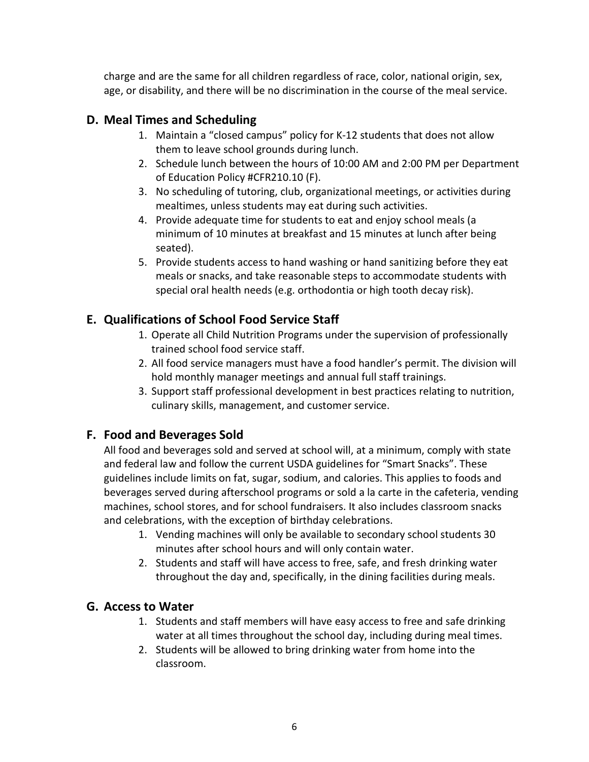charge and are the same for all children regardless of race, color, national origin, sex, age, or disability, and there will be no discrimination in the course of the meal service.

## D. Meal Times and Scheduling

1. Maintain a "closed campus" policy for K-12 students that does not allow them to leave school grounds during lunch.
2. Schedule lunch between the hours of 10:00 AM and 2:00 PM per Department of Education Policy #CFR210.10 (F).
3. No scheduling of tutoring, club, organizational meetings, or activities during mealtimes, unless students may eat during such activities.
4. Provide adequate time for students to eat and enjoy school meals (a minimum of 10 minutes at breakfast and 15 minutes at lunch after being seated).
5. Provide students access to hand washing or hand sanitizing before they eat meals or snacks, and take reasonable steps to accommodate students with special oral health needs (e.g. orthodontia or high tooth decay risk).

## E. Qualifications of School Food Service Staff

1. Operate all Child Nutrition Programs under the supervision of professionally trained school food service staff.
2. All food service managers must have a food handler's permit. The division will hold monthly manager meetings and annual full staff trainings.
3. Support staff professional development in best practices relating to nutrition, culinary skills, management, and customer service.

## F. Food and Beverages Sold

All food and beverages sold and served at school will, at a minimum, comply with state and federal law and follow the current USDA guidelines for "Smart Snacks". These guidelines include limits on fat, sugar, sodium, and calories. This applies to foods and beverages served during afterschool programs or sold a la carte in the cafeteria, vending machines, school stores, and for school fundraisers. It also includes classroom snacks and celebrations, with the exception of birthday celebrations.

1. Vending machines will only be available to secondary school students 30 minutes after school hours and will only contain water.
2. Students and staff will have access to free, safe, and fresh drinking water throughout the day and, specifically, in the dining facilities during meals.

## G. Access to Water

1. Students and staff members will have easy access to free and safe drinking water at all times throughout the school day, including during meal times.
2. Students will be allowed to bring drinking water from home into the classroom.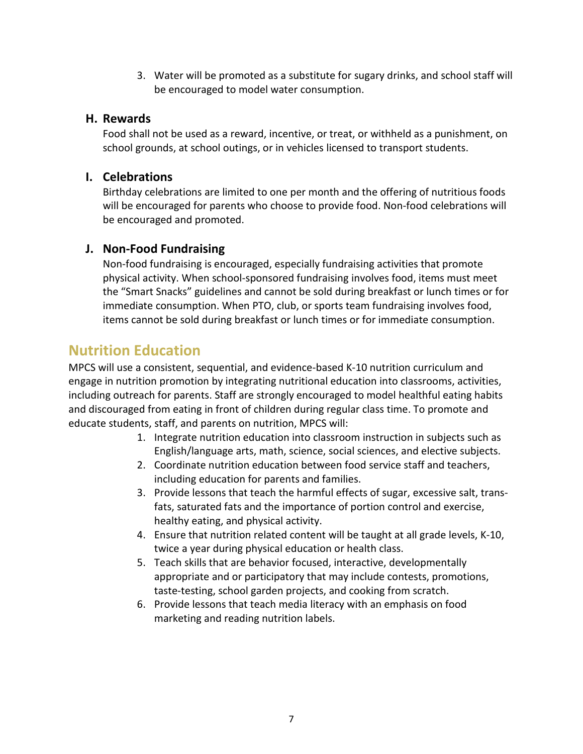3. Water will be promoted as a substitute for sugary drinks, and school staff will be encouraged to model water consumption.

### H. Rewards

Food shall not be used as a reward, incentive, or treat, or withheld as a punishment, on school grounds, at school outings, or in vehicles licensed to transport students.

### I. Celebrations

Birthday celebrations are limited to one per month and the offering of nutritious foods will be encouraged for parents who choose to provide food. Non-food celebrations will be encouraged and promoted.

### J. Non-Food Fundraising

Non-food fundraising is encouraged, especially fundraising activities that promote physical activity. When school-sponsored fundraising involves food, items must meet the "Smart Snacks" guidelines and cannot be sold during breakfast or lunch times or for immediate consumption. When PTO, club, or sports team fundraising involves food, items cannot be sold during breakfast or lunch times or for immediate consumption.

## Nutrition Education

MPCS will use a consistent, sequential, and evidence-based K-10 nutrition curriculum and engage in nutrition promotion by integrating nutritional education into classrooms, activities, including outreach for parents. Staff are strongly encouraged to model healthful eating habits and discouraged from eating in front of children during regular class time. To promote and educate students, staff, and parents on nutrition, MPCS will:

1. Integrate nutrition education into classroom instruction in subjects such as English/language arts, math, science, social sciences, and elective subjects.
2. Coordinate nutrition education between food service staff and teachers, including education for parents and families.
3. Provide lessons that teach the harmful effects of sugar, excessive salt, trans-fats, saturated fats and the importance of portion control and exercise, healthy eating, and physical activity.
4. Ensure that nutrition related content will be taught at all grade levels, K-10, twice a year during physical education or health class.
5. Teach skills that are behavior focused, interactive, developmentally appropriate and or participatory that may include contests, promotions, taste-testing, school garden projects, and cooking from scratch.
6. Provide lessons that teach media literacy with an emphasis on food marketing and reading nutrition labels.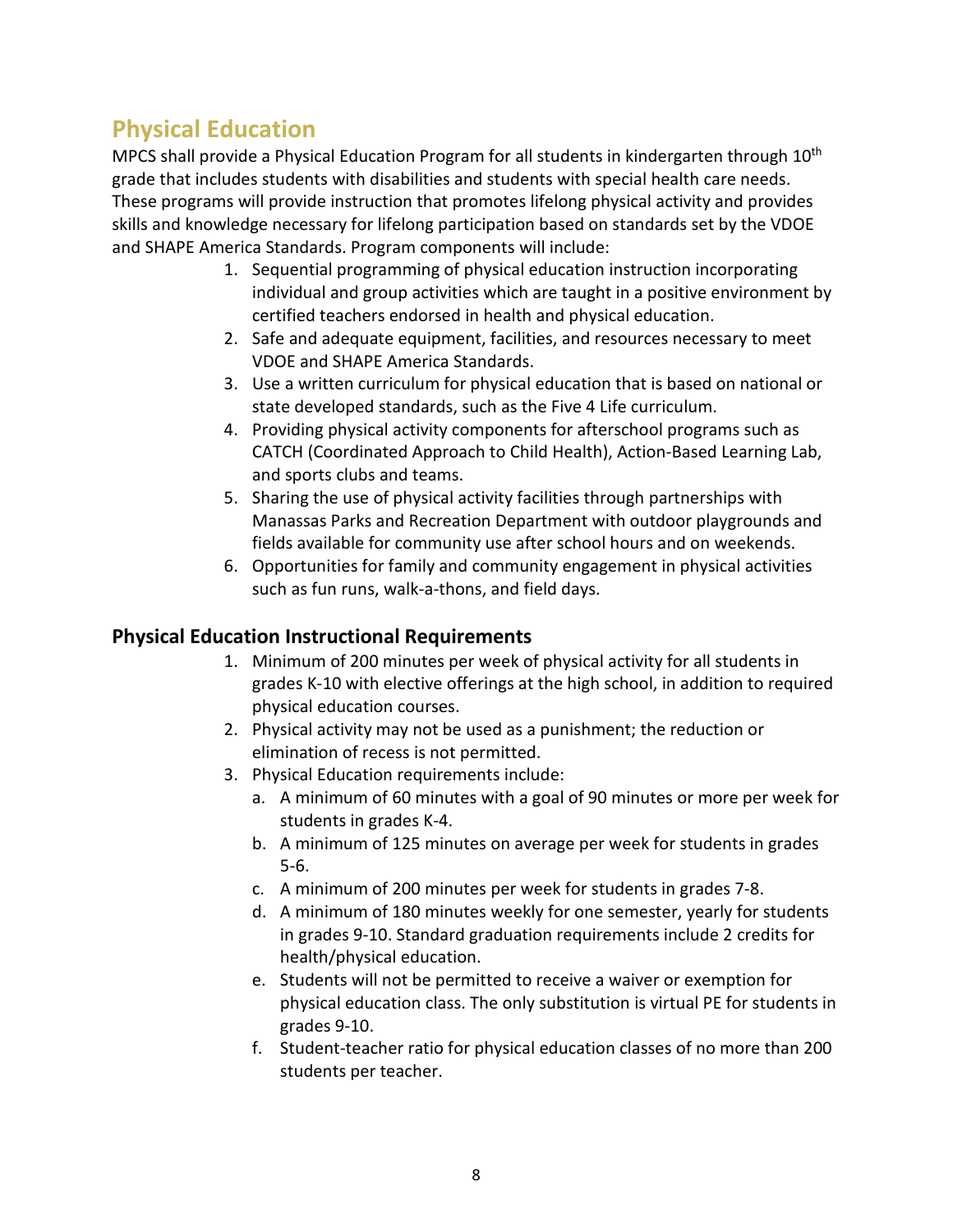## Physical Education

MPCS shall provide a Physical Education Program for all students in kindergarten through 10th grade that includes students with disabilities and students with special health care needs. These programs will provide instruction that promotes lifelong physical activity and provides skills and knowledge necessary for lifelong participation based on standards set by the VDOE and SHAPE America Standards. Program components will include:

1. Sequential programming of physical education instruction incorporating individual and group activities which are taught in a positive environment by certified teachers endorsed in health and physical education.
2. Safe and adequate equipment, facilities, and resources necessary to meet VDOE and SHAPE America Standards.
3. Use a written curriculum for physical education that is based on national or state developed standards, such as the Five 4 Life curriculum.
4. Providing physical activity components for afterschool programs such as CATCH (Coordinated Approach to Child Health), Action-Based Learning Lab, and sports clubs and teams.
5. Sharing the use of physical activity facilities through partnerships with Manassas Parks and Recreation Department with outdoor playgrounds and fields available for community use after school hours and on weekends.
6. Opportunities for family and community engagement in physical activities such as fun runs, walk-a-thons, and field days.

### Physical Education Instructional Requirements

1. Minimum of 200 minutes per week of physical activity for all students in grades K-10 with elective offerings at the high school, in addition to required physical education courses.
2. Physical activity may not be used as a punishment; the reduction or elimination of recess is not permitted.
3. Physical Education requirements include:
   a. A minimum of 60 minutes with a goal of 90 minutes or more per week for students in grades K-4.
   b. A minimum of 125 minutes on average per week for students in grades 5-6.
   c. A minimum of 200 minutes per week for students in grades 7-8.
   d. A minimum of 180 minutes weekly for one semester, yearly for students in grades 9-10. Standard graduation requirements include 2 credits for health/physical education.
   e. Students will not be permitted to receive a waiver or exemption for physical education class. The only substitution is virtual PE for students in grades 9-10.
   f. Student-teacher ratio for physical education classes of no more than 200 students per teacher.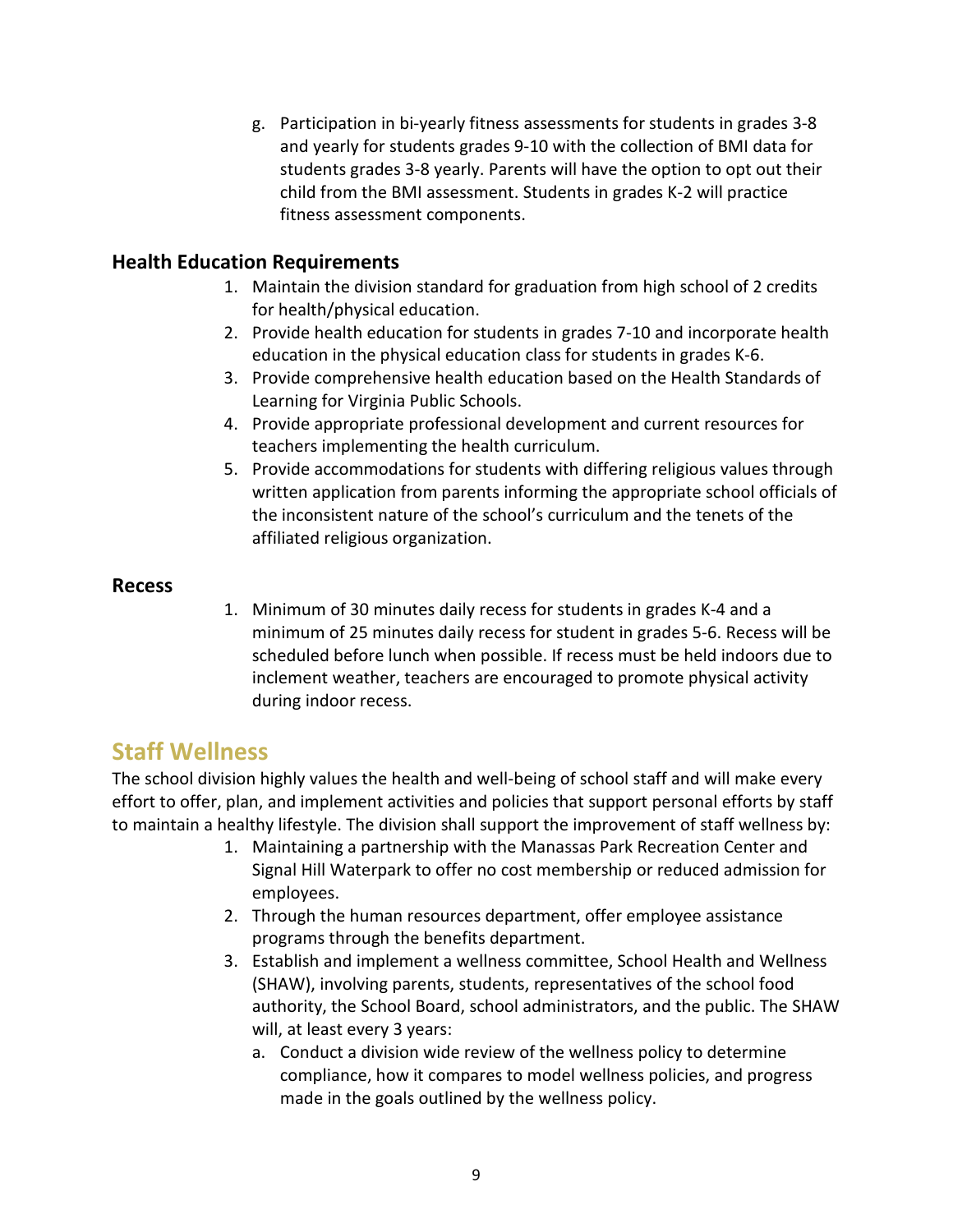g. Participation in bi-yearly fitness assessments for students in grades 3-8 and yearly for students grades 9-10 with the collection of BMI data for students grades 3-8 yearly. Parents will have the option to opt out their child from the BMI assessment. Students in grades K-2 will practice fitness assessment components.

### Health Education Requirements

1. Maintain the division standard for graduation from high school of 2 credits for health/physical education.
2. Provide health education for students in grades 7-10 and incorporate health education in the physical education class for students in grades K-6.
3. Provide comprehensive health education based on the Health Standards of Learning for Virginia Public Schools.
4. Provide appropriate professional development and current resources for teachers implementing the health curriculum.
5. Provide accommodations for students with differing religious values through written application from parents informing the appropriate school officials of the inconsistent nature of the school's curriculum and the tenets of the affiliated religious organization.

### Recess

1. Minimum of 30 minutes daily recess for students in grades K-4 and a minimum of 25 minutes daily recess for student in grades 5-6. Recess will be scheduled before lunch when possible. If recess must be held indoors due to inclement weather, teachers are encouraged to promote physical activity during indoor recess.

## Staff Wellness

The school division highly values the health and well-being of school staff and will make every effort to offer, plan, and implement activities and policies that support personal efforts by staff to maintain a healthy lifestyle. The division shall support the improvement of staff wellness by:

1. Maintaining a partnership with the Manassas Park Recreation Center and Signal Hill Waterpark to offer no cost membership or reduced admission for employees.
2. Through the human resources department, offer employee assistance programs through the benefits department.
3. Establish and implement a wellness committee, School Health and Wellness (SHAW), involving parents, students, representatives of the school food authority, the School Board, school administrators, and the public. The SHAW will, at least every 3 years:
   a. Conduct a division wide review of the wellness policy to determine compliance, how it compares to model wellness policies, and progress made in the goals outlined by the wellness policy.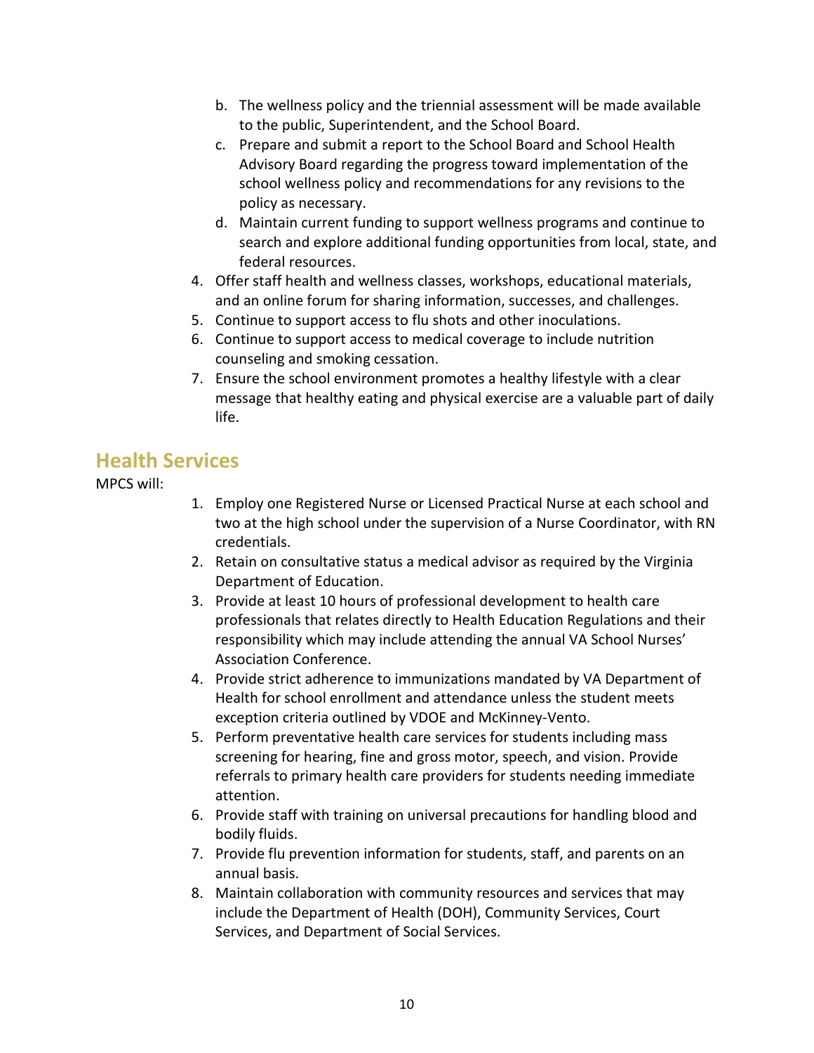b. The wellness policy and the triennial assessment will be made available to the public, Superintendent, and the School Board.
   c. Prepare and submit a report to the School Board and School Health Advisory Board regarding the progress toward implementation of the school wellness policy and recommendations for any revisions to the policy as necessary.
   d. Maintain current funding to support wellness programs and continue to search and explore additional funding opportunities from local, state, and federal resources.
4. Offer staff health and wellness classes, workshops, educational materials, and an online forum for sharing information, successes, and challenges.
5. Continue to support access to flu shots and other inoculations.
6. Continue to support access to medical coverage to include nutrition counseling and smoking cessation.
7. Ensure the school environment promotes a healthy lifestyle with a clear message that healthy eating and physical exercise are a valuable part of daily life.

## Health Services

MPCS will:

1. Employ one Registered Nurse or Licensed Practical Nurse at each school and two at the high school under the supervision of a Nurse Coordinator, with RN credentials.
2. Retain on consultative status a medical advisor as required by the Virginia Department of Education.
3. Provide at least 10 hours of professional development to health care professionals that relates directly to Health Education Regulations and their responsibility which may include attending the annual VA School Nurses' Association Conference.
4. Provide strict adherence to immunizations mandated by VA Department of Health for school enrollment and attendance unless the student meets exception criteria outlined by VDOE and McKinney-Vento.
5. Perform preventative health care services for students including mass screening for hearing, fine and gross motor, speech, and vision. Provide referrals to primary health care providers for students needing immediate attention.
6. Provide staff with training on universal precautions for handling blood and bodily fluids.
7. Provide flu prevention information for students, staff, and parents on an annual basis.
8. Maintain collaboration with community resources and services that may include the Department of Health (DOH), Community Services, Court Services, and Department of Social Services.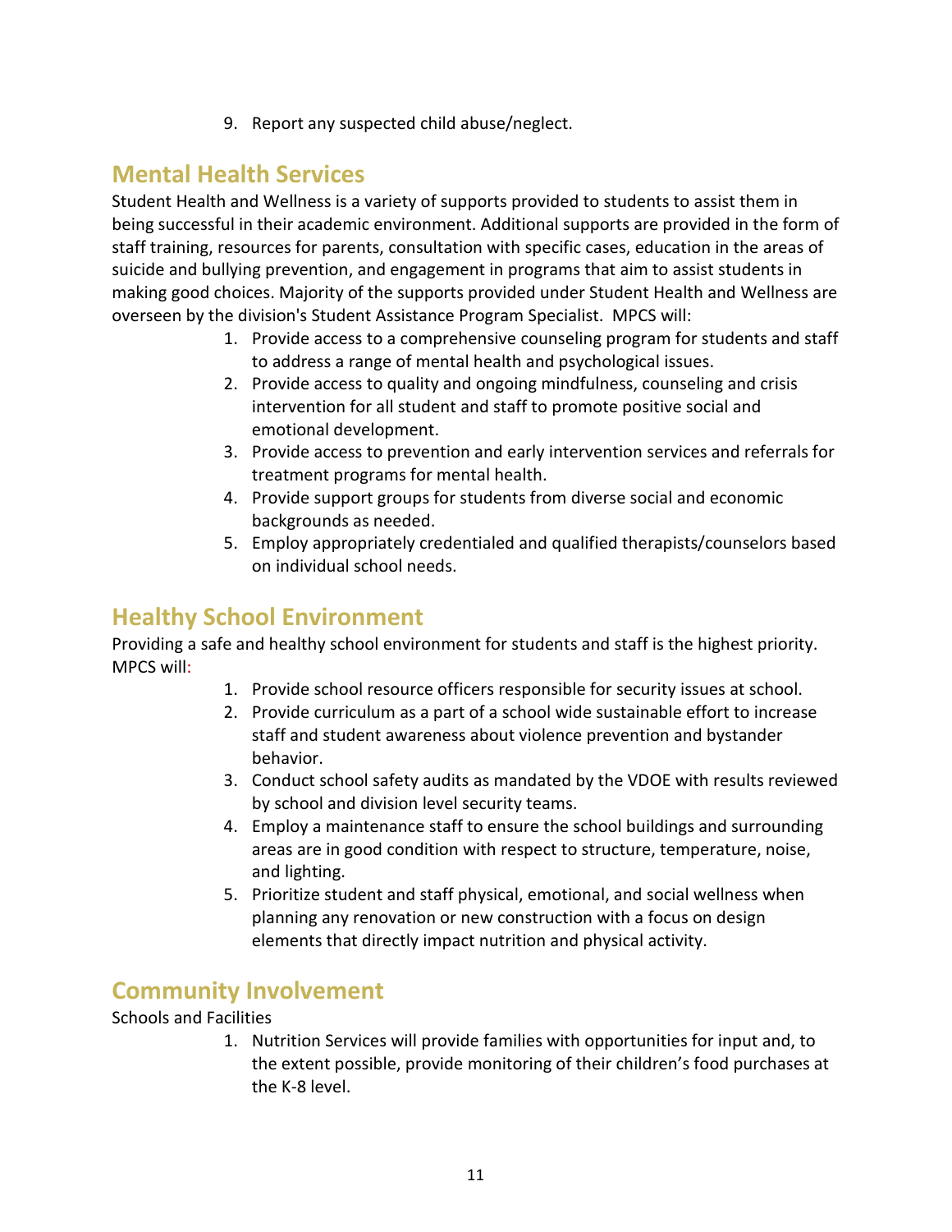9. Report any suspected child abuse/neglect.

## Mental Health Services

Student Health and Wellness is a variety of supports provided to students to assist them in being successful in their academic environment. Additional supports are provided in the form of staff training, resources for parents, consultation with specific cases, education in the areas of suicide and bullying prevention, and engagement in programs that aim to assist students in making good choices. Majority of the supports provided under Student Health and Wellness are overseen by the division's Student Assistance Program Specialist. MPCS will:

1. Provide access to a comprehensive counseling program for students and staff to address a range of mental health and psychological issues.
2. Provide access to quality and ongoing mindfulness, counseling and crisis intervention for all student and staff to promote positive social and emotional development.
3. Provide access to prevention and early intervention services and referrals for treatment programs for mental health.
4. Provide support groups for students from diverse social and economic backgrounds as needed.
5. Employ appropriately credentialed and qualified therapists/counselors based on individual school needs.

## Healthy School Environment

Providing a safe and healthy school environment for students and staff is the highest priority. MPCS will:

1. Provide school resource officers responsible for security issues at school.
2. Provide curriculum as a part of a school wide sustainable effort to increase staff and student awareness about violence prevention and bystander behavior.
3. Conduct school safety audits as mandated by the VDOE with results reviewed by school and division level security teams.
4. Employ a maintenance staff to ensure the school buildings and surrounding areas are in good condition with respect to structure, temperature, noise, and lighting.
5. Prioritize student and staff physical, emotional, and social wellness when planning any renovation or new construction with a focus on design elements that directly impact nutrition and physical activity.

## Community Involvement

Schools and Facilities

1. Nutrition Services will provide families with opportunities for input and, to the extent possible, provide monitoring of their children's food purchases at the K-8 level.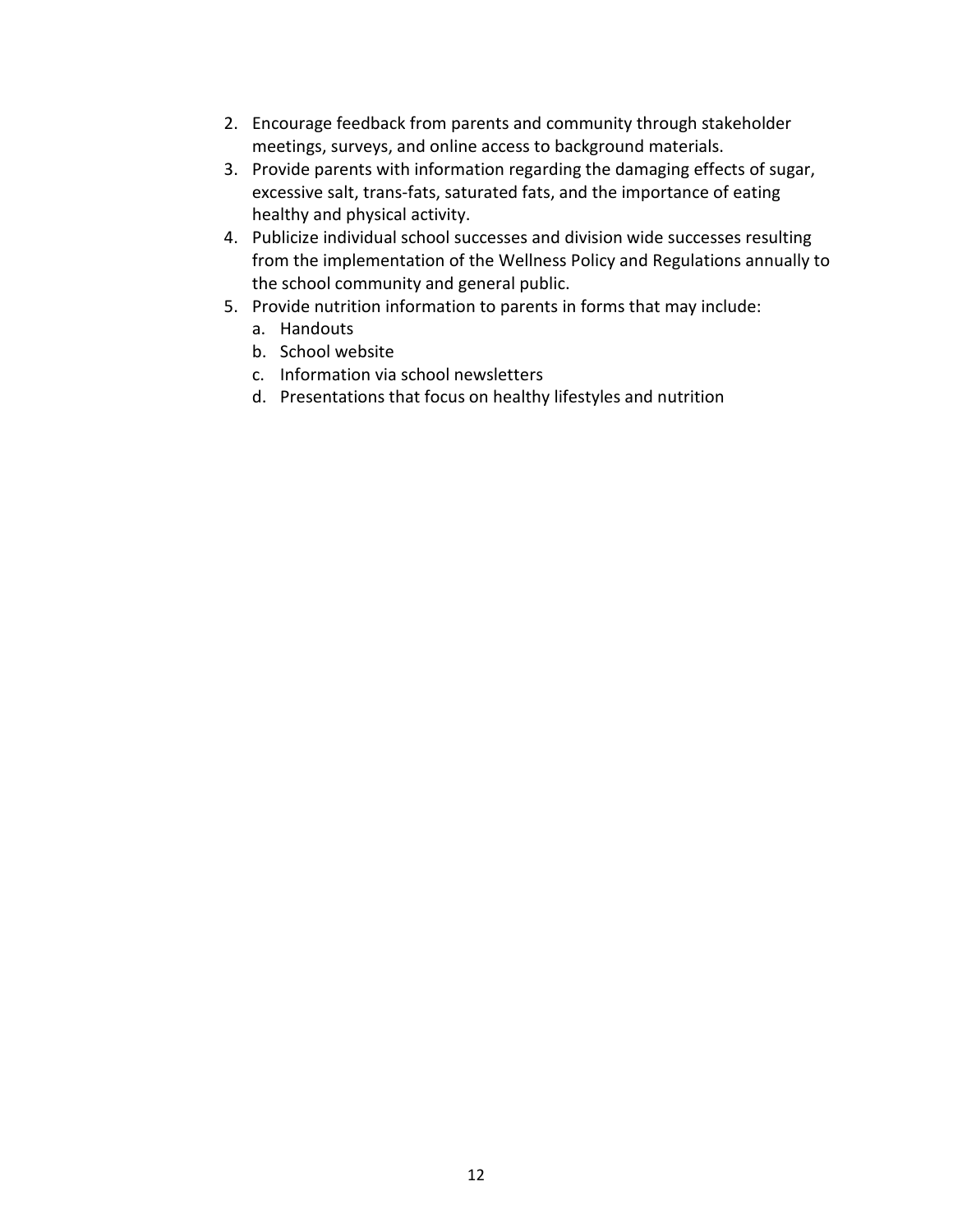2. Encourage feedback from parents and community through stakeholder meetings, surveys, and online access to background materials.
3. Provide parents with information regarding the damaging effects of sugar, excessive salt, trans-fats, saturated fats, and the importance of eating healthy and physical activity.
4. Publicize individual school successes and division wide successes resulting from the implementation of the Wellness Policy and Regulations annually to the school community and general public.
5. Provide nutrition information to parents in forms that may include:
   a. Handouts
   b. School website
   c. Information via school newsletters
   d. Presentations that focus on healthy lifestyles and nutrition